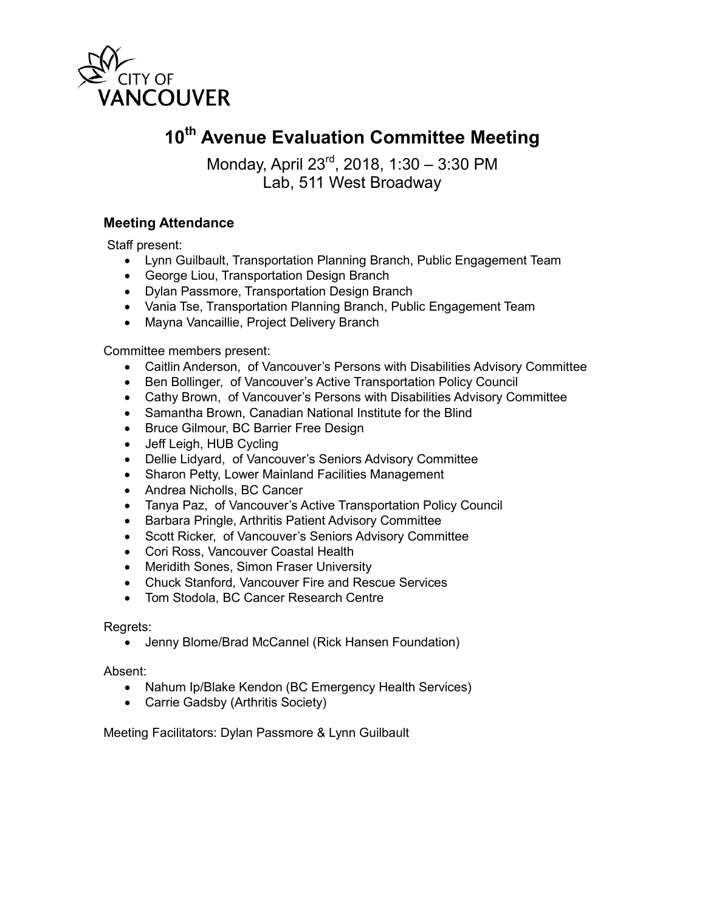CITY OF VANCOUVER

# 10th Avenue Evaluation Committee Meeting

Monday, April 23rd, 2018, 1:30 – 3:30 PM
Lab, 511 West Broadway

### Meeting Attendance

Staff present:

- Lynn Guilbault, Transportation Planning Branch, Public Engagement Team
- George Liou, Transportation Design Branch
- Dylan Passmore, Transportation Design Branch
- Vania Tse, Transportation Planning Branch, Public Engagement Team
- Mayna Vancaillie, Project Delivery Branch

Committee members present:

- Caitlin Anderson, of Vancouver's Persons with Disabilities Advisory Committee
- Ben Bollinger, of Vancouver's Active Transportation Policy Council
- Cathy Brown, of Vancouver's Persons with Disabilities Advisory Committee
- Samantha Brown, Canadian National Institute for the Blind
- Bruce Gilmour, BC Barrier Free Design
- Jeff Leigh, HUB Cycling
- Dellie Lidyard, of Vancouver's Seniors Advisory Committee
- Sharon Petty, Lower Mainland Facilities Management
- Andrea Nicholls, BC Cancer
- Tanya Paz, of Vancouver's Active Transportation Policy Council
- Barbara Pringle, Arthritis Patient Advisory Committee
- Scott Ricker, of Vancouver's Seniors Advisory Committee
- Cori Ross, Vancouver Coastal Health
- Meridith Sones, Simon Fraser University
- Chuck Stanford, Vancouver Fire and Rescue Services
- Tom Stodola, BC Cancer Research Centre

Regrets:

- Jenny Blome/Brad McCannel (Rick Hansen Foundation)

Absent:

- Nahum Ip/Blake Kendon (BC Emergency Health Services)
- Carrie Gadsby (Arthritis Society)

Meeting Facilitators: Dylan Passmore & Lynn Guilbault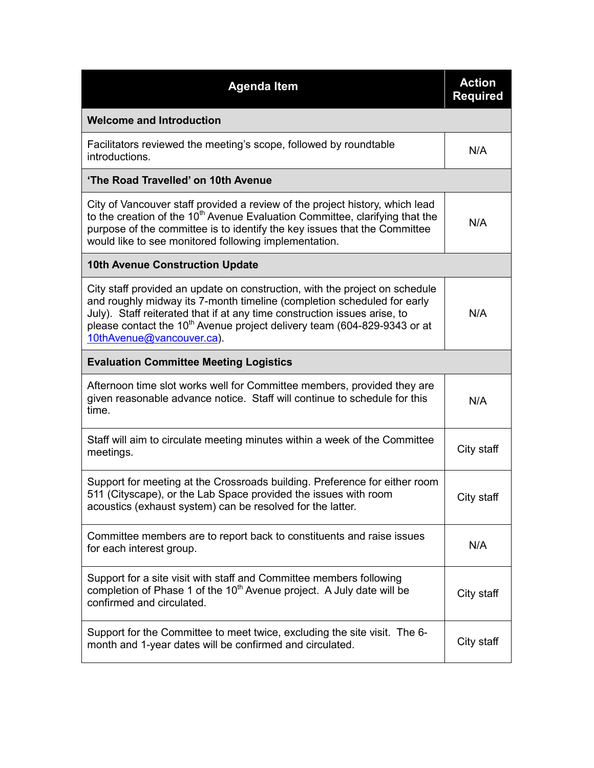| Agenda Item | Action Required |
|---|---|
| **Welcome and Introduction** | |
| Facilitators reviewed the meeting's scope, followed by roundtable introductions. | N/A |
| **'The Road Travelled' on 10th Avenue** | |
| City of Vancouver staff provided a review of the project history, which lead to the creation of the 10th Avenue Evaluation Committee, clarifying that the purpose of the committee is to identify the key issues that the Committee would like to see monitored following implementation. | N/A |
| **10th Avenue Construction Update** | |
| City staff provided an update on construction, with the project on schedule and roughly midway its 7-month timeline (completion scheduled for early July). Staff reiterated that if at any time construction issues arise, to please contact the 10th Avenue project delivery team (604-829-9343 or at 10thAvenue@vancouver.ca). | N/A |
| **Evaluation Committee Meeting Logistics** | |
| Afternoon time slot works well for Committee members, provided they are given reasonable advance notice. Staff will continue to schedule for this time. | N/A |
| Staff will aim to circulate meeting minutes within a week of the Committee meetings. | City staff |
| Support for meeting at the Crossroads building. Preference for either room 511 (Cityscape), or the Lab Space provided the issues with room acoustics (exhaust system) can be resolved for the latter. | City staff |
| Committee members are to report back to constituents and raise issues for each interest group. | N/A |
| Support for a site visit with staff and Committee members following completion of Phase 1 of the 10th Avenue project. A July date will be confirmed and circulated. | City staff |
| Support for the Committee to meet twice, excluding the site visit. The 6-month and 1-year dates will be confirmed and circulated. | City staff |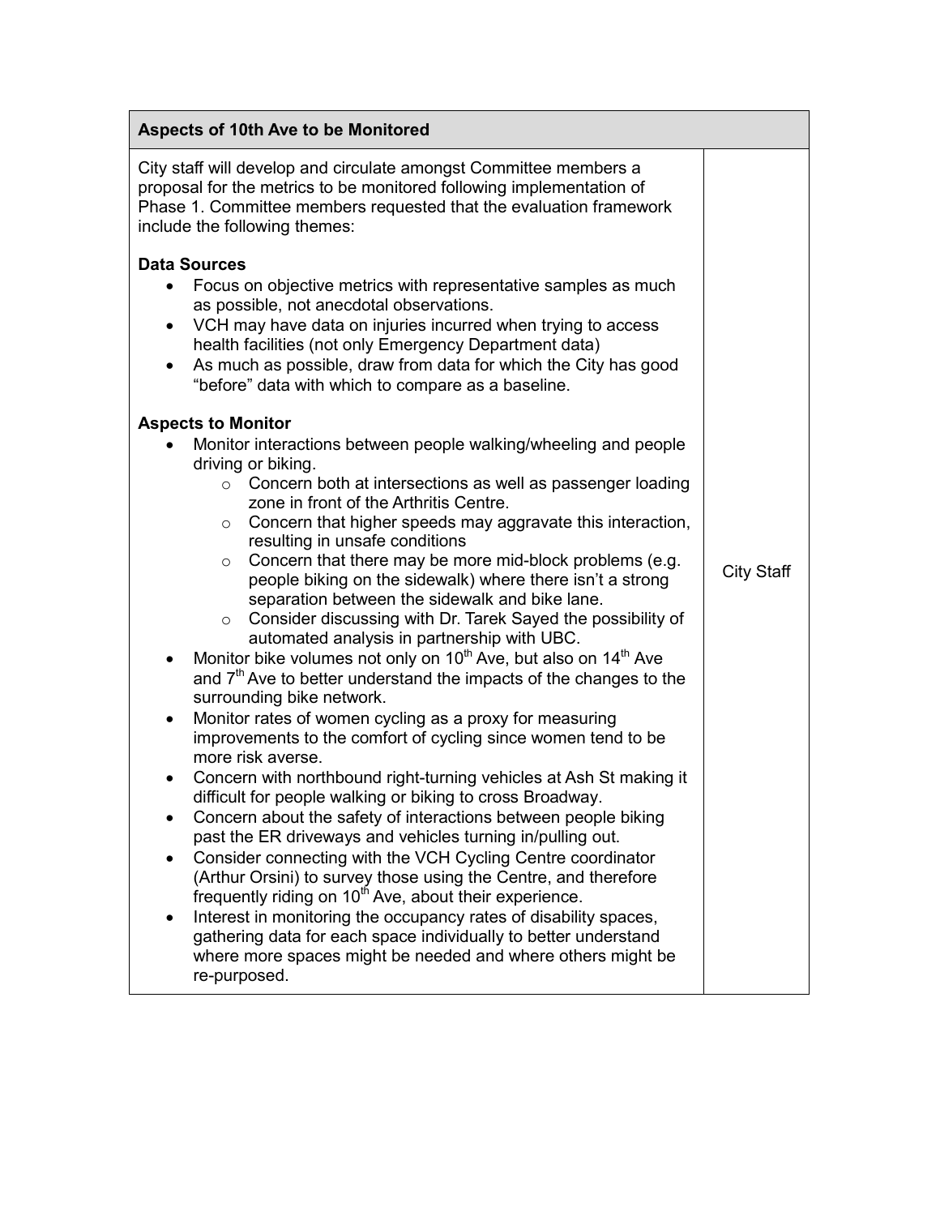| Aspects of 10th Ave to be Monitored | |
|---|---|
| City staff will develop and circulate amongst Committee members a proposal for the metrics to be monitored following implementation of Phase 1. Committee members requested that the evaluation framework include the following themes:<br><br>**Data Sources**<br>• Focus on objective metrics with representative samples as much as possible, not anecdotal observations.<br>• VCH may have data on injuries incurred when trying to access health facilities (not only Emergency Department data)<br>• As much as possible, draw from data for which the City has good "before" data with which to compare as a baseline.<br><br>**Aspects to Monitor**<br>• Monitor interactions between people walking/wheeling and people driving or biking.<br>&nbsp;&nbsp;&nbsp;&nbsp;o Concern both at intersections as well as passenger loading zone in front of the Arthritis Centre.<br>&nbsp;&nbsp;&nbsp;&nbsp;o Concern that higher speeds may aggravate this interaction, resulting in unsafe conditions<br>&nbsp;&nbsp;&nbsp;&nbsp;o Concern that there may be more mid-block problems (e.g. people biking on the sidewalk) where there isn't a strong separation between the sidewalk and bike lane.<br>&nbsp;&nbsp;&nbsp;&nbsp;o Consider discussing with Dr. Tarek Sayed the possibility of automated analysis in partnership with UBC.<br>• Monitor bike volumes not only on 10th Ave, but also on 14th Ave and 7th Ave to better understand the impacts of the changes to the surrounding bike network.<br>• Monitor rates of women cycling as a proxy for measuring improvements to the comfort of cycling since women tend to be more risk averse.<br>• Concern with northbound right-turning vehicles at Ash St making it difficult for people walking or biking to cross Broadway.<br>• Concern about the safety of interactions between people biking past the ER driveways and vehicles turning in/pulling out.<br>• Consider connecting with the VCH Cycling Centre coordinator (Arthur Orsini) to survey those using the Centre, and therefore frequently riding on 10th Ave, about their experience.<br>• Interest in monitoring the occupancy rates of disability spaces, gathering data for each space individually to better understand where more spaces might be needed and where others might be re-purposed. | City Staff |